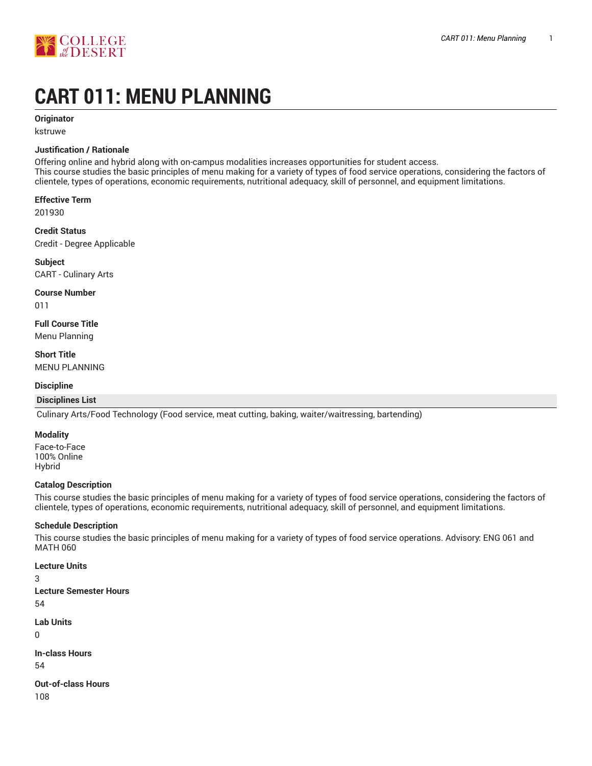# CART 011: MENU PLANNING

**Originator**

kstruwe

**Justification / Rationale**

Offering online and hybrid along with on-campus modalities increases opportunities for student access.
This course studies the basic principles of menu making for a variety of types of food service operations, considering the factors of clientele, types of operations, economic requirements, nutritional adequacy, skill of personnel, and equipment limitations.

**Effective Term**

201930

**Credit Status**

Credit - Degree Applicable

**Subject**

CART - Culinary Arts

**Course Number**

011

**Full Course Title**

Menu Planning

**Short Title**

MENU PLANNING

**Discipline**

| Disciplines List |
| --- |
| Culinary Arts/Food Technology (Food service, meat cutting, baking, waiter/waitressing, bartending) |

**Modality**

Face-to-Face
100% Online
Hybrid

**Catalog Description**

This course studies the basic principles of menu making for a variety of types of food service operations, considering the factors of clientele, types of operations, economic requirements, nutritional adequacy, skill of personnel, and equipment limitations.

**Schedule Description**

This course studies the basic principles of menu making for a variety of types of food service operations. Advisory: ENG 061 and MATH 060

**Lecture Units**

3

**Lecture Semester Hours**

54

**Lab Units**

0

**In-class Hours**

54

**Out-of-class Hours**

108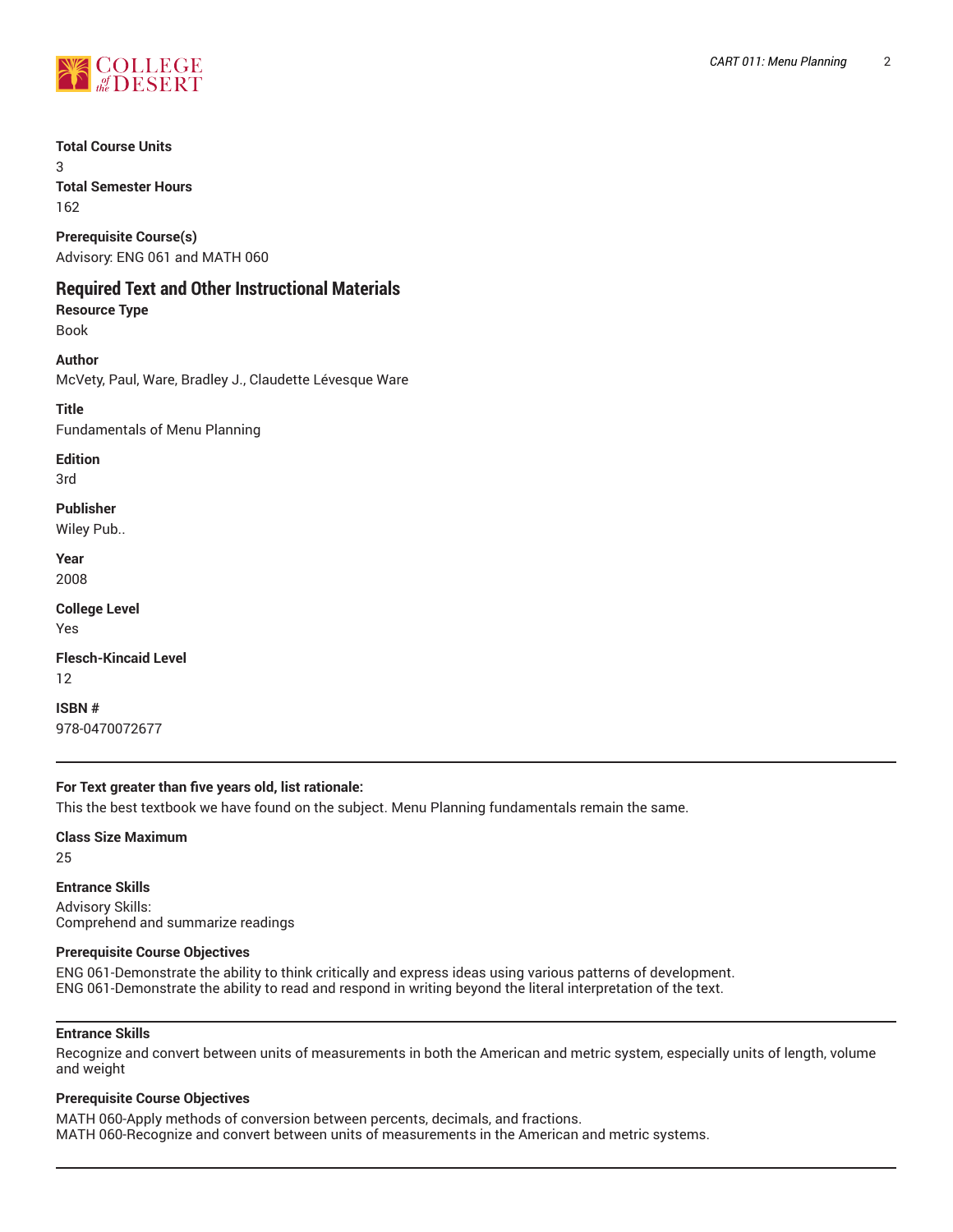**Total Course Units**
3
**Total Semester Hours**
162

**Prerequisite Course(s)**
Advisory: ENG 061 and MATH 060

## Required Text and Other Instructional Materials

**Resource Type**
Book

**Author**
McVety, Paul, Ware, Bradley J., Claudette Lévesque Ware

**Title**
Fundamentals of Menu Planning

**Edition**
3rd

**Publisher**
Wiley Pub..

**Year**
2008

**College Level**
Yes

**Flesch-Kincaid Level**
12

**ISBN #**
978-0470072677

---

**For Text greater than five years old, list rationale:**
This the best textbook we have found on the subject. Menu Planning fundamentals remain the same.

**Class Size Maximum**
25

**Entrance Skills**
Advisory Skills:
Comprehend and summarize readings

**Prerequisite Course Objectives**
ENG 061-Demonstrate the ability to think critically and express ideas using various patterns of development.
ENG 061-Demonstrate the ability to read and respond in writing beyond the literal interpretation of the text.

---

**Entrance Skills**
Recognize and convert between units of measurements in both the American and metric system, especially units of length, volume and weight

**Prerequisite Course Objectives**
MATH 060-Apply methods of conversion between percents, decimals, and fractions.
MATH 060-Recognize and convert between units of measurements in the American and metric systems.

---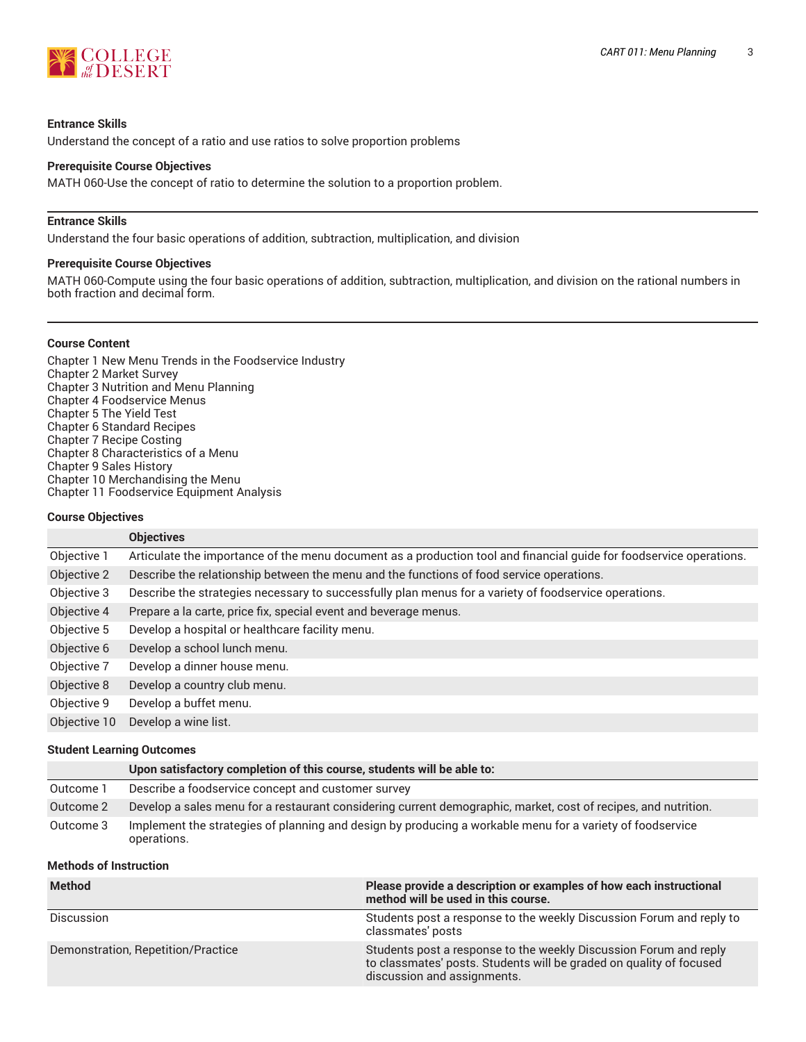**Entrance Skills**

Understand the concept of a ratio and use ratios to solve proportion problems

**Prerequisite Course Objectives**

MATH 060-Use the concept of ratio to determine the solution to a proportion problem.

---

**Entrance Skills**

Understand the four basic operations of addition, subtraction, multiplication, and division

**Prerequisite Course Objectives**

MATH 060-Compute using the four basic operations of addition, subtraction, multiplication, and division on the rational numbers in both fraction and decimal form.

---

**Course Content**

Chapter 1 New Menu Trends in the Foodservice Industry
Chapter 2 Market Survey
Chapter 3 Nutrition and Menu Planning
Chapter 4 Foodservice Menus
Chapter 5 The Yield Test
Chapter 6 Standard Recipes
Chapter 7 Recipe Costing
Chapter 8 Characteristics of a Menu
Chapter 9 Sales History
Chapter 10 Merchandising the Menu
Chapter 11 Foodservice Equipment Analysis

**Course Objectives**

| | Objectives |
|---|---|
| Objective 1 | Articulate the importance of the menu document as a production tool and financial guide for foodservice operations. |
| Objective 2 | Describe the relationship between the menu and the functions of food service operations. |
| Objective 3 | Describe the strategies necessary to successfully plan menus for a variety of foodservice operations. |
| Objective 4 | Prepare a la carte, price fix, special event and beverage menus. |
| Objective 5 | Develop a hospital or healthcare facility menu. |
| Objective 6 | Develop a school lunch menu. |
| Objective 7 | Develop a dinner house menu. |
| Objective 8 | Develop a country club menu. |
| Objective 9 | Develop a buffet menu. |
| Objective 10 | Develop a wine list. |

**Student Learning Outcomes**

| | Upon satisfactory completion of this course, students will be able to: |
|---|---|
| Outcome 1 | Describe a foodservice concept and customer survey |
| Outcome 2 | Develop a sales menu for a restaurant considering current demographic, market, cost of recipes, and nutrition. |
| Outcome 3 | Implement the strategies of planning and design by producing a workable menu for a variety of foodservice operations. |

**Methods of Instruction**

| Method | Please provide a description or examples of how each instructional method will be used in this course. |
|---|---|
| Discussion | Students post a response to the weekly Discussion Forum and reply to classmates' posts |
| Demonstration, Repetition/Practice | Students post a response to the weekly Discussion Forum and reply to classmates' posts. Students will be graded on quality of focused discussion and assignments. |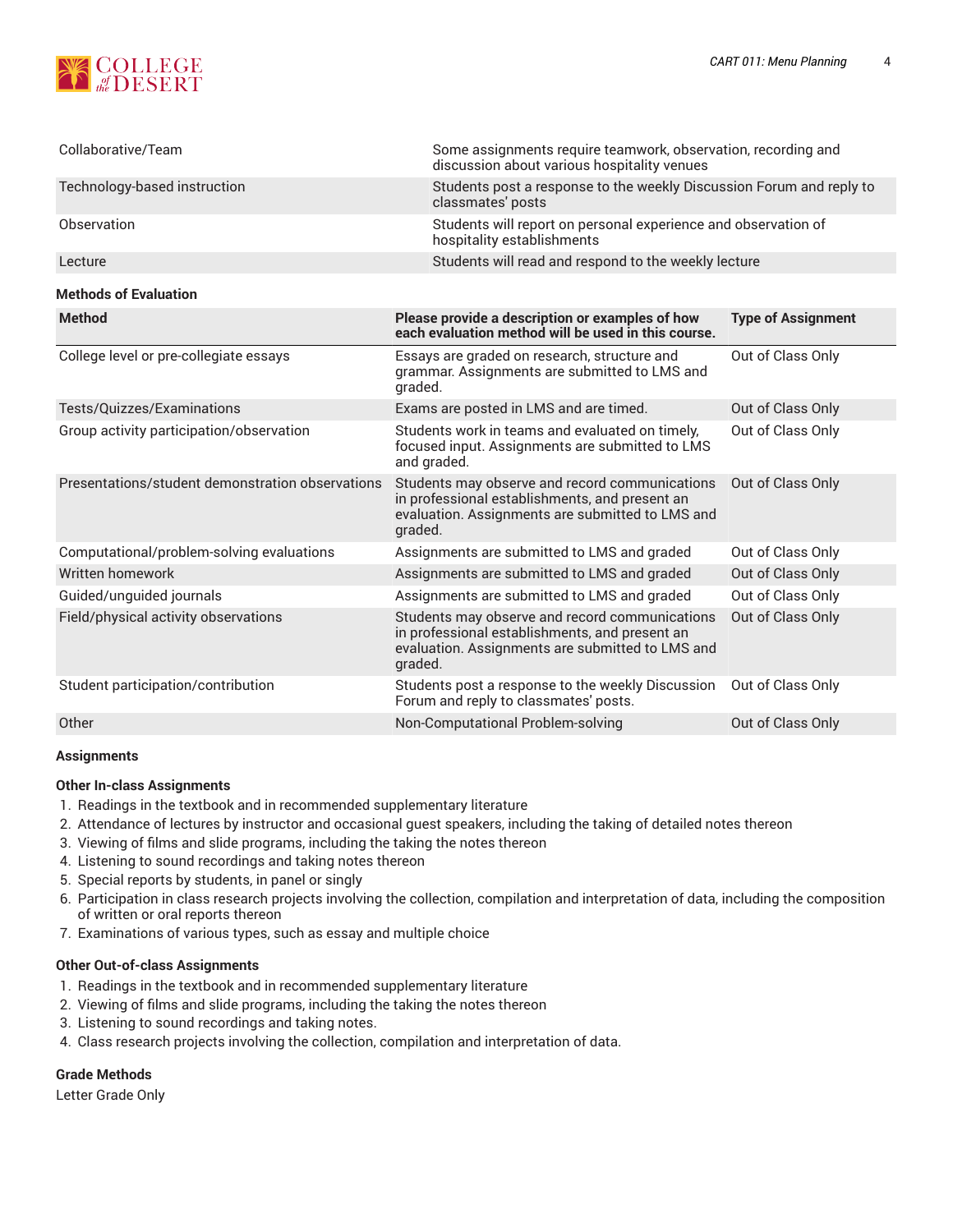| | |
|---|---|
| Collaborative/Team | Some assignments require teamwork, observation, recording and discussion about various hospitality venues |
| Technology-based instruction | Students post a response to the weekly Discussion Forum and reply to classmates' posts |
| Observation | Students will report on personal experience and observation of hospitality establishments |
| Lecture | Students will read and respond to the weekly lecture |

### Methods of Evaluation

| Method | Please provide a description or examples of how each evaluation method will be used in this course. | Type of Assignment |
|---|---|---|
| College level or pre-collegiate essays | Essays are graded on research, structure and grammar. Assignments are submitted to LMS and graded. | Out of Class Only |
| Tests/Quizzes/Examinations | Exams are posted in LMS and are timed. | Out of Class Only |
| Group activity participation/observation | Students work in teams and evaluated on timely, focused input. Assignments are submitted to LMS and graded. | Out of Class Only |
| Presentations/student demonstration observations | Students may observe and record communications in professional establishments, and present an evaluation. Assignments are submitted to LMS and graded. | Out of Class Only |
| Computational/problem-solving evaluations | Assignments are submitted to LMS and graded | Out of Class Only |
| Written homework | Assignments are submitted to LMS and graded | Out of Class Only |
| Guided/unguided journals | Assignments are submitted to LMS and graded | Out of Class Only |
| Field/physical activity observations | Students may observe and record communications in professional establishments, and present an evaluation. Assignments are submitted to LMS and graded. | Out of Class Only |
| Student participation/contribution | Students post a response to the weekly Discussion Forum and reply to classmates' posts. | Out of Class Only |
| Other | Non-Computational Problem-solving | Out of Class Only |

### Assignments

#### Other In-class Assignments

1. Readings in the textbook and in recommended supplementary literature
2. Attendance of lectures by instructor and occasional guest speakers, including the taking of detailed notes thereon
3. Viewing of films and slide programs, including the taking the notes thereon
4. Listening to sound recordings and taking notes thereon
5. Special reports by students, in panel or singly
6. Participation in class research projects involving the collection, compilation and interpretation of data, including the composition of written or oral reports thereon
7. Examinations of various types, such as essay and multiple choice

#### Other Out-of-class Assignments

1. Readings in the textbook and in recommended supplementary literature
2. Viewing of films and slide programs, including the taking the notes thereon
3. Listening to sound recordings and taking notes.
4. Class research projects involving the collection, compilation and interpretation of data.

### Grade Methods

Letter Grade Only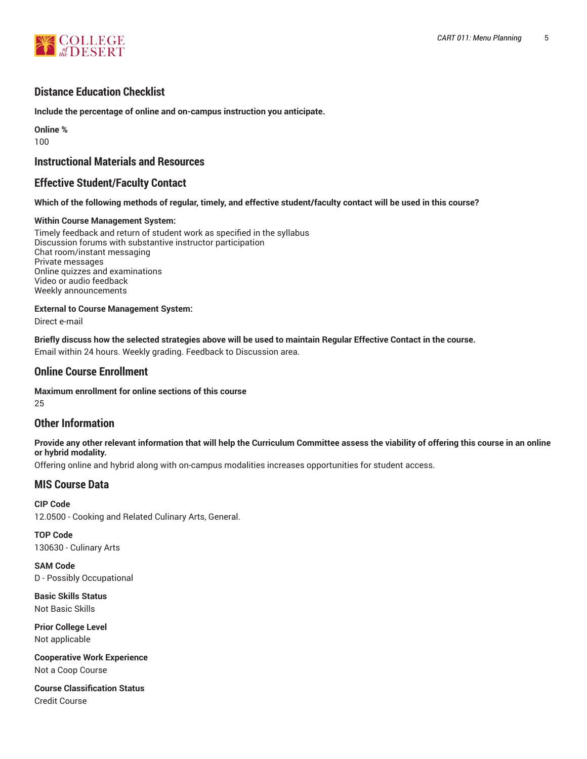## Distance Education Checklist

**Include the percentage of online and on-campus instruction you anticipate.**

**Online %**
100

## Instructional Materials and Resources

## Effective Student/Faculty Contact

**Which of the following methods of regular, timely, and effective student/faculty contact will be used in this course?**

**Within Course Management System:**
Timely feedback and return of student work as specified in the syllabus
Discussion forums with substantive instructor participation
Chat room/instant messaging
Private messages
Online quizzes and examinations
Video or audio feedback
Weekly announcements

**External to Course Management System:**
Direct e-mail

**Briefly discuss how the selected strategies above will be used to maintain Regular Effective Contact in the course.**
Email within 24 hours. Weekly grading. Feedback to Discussion area.

## Online Course Enrollment

**Maximum enrollment for online sections of this course**
25

## Other Information

**Provide any other relevant information that will help the Curriculum Committee assess the viability of offering this course in an online or hybrid modality.**
Offering online and hybrid along with on-campus modalities increases opportunities for student access.

## MIS Course Data

**CIP Code**
12.0500 - Cooking and Related Culinary Arts, General.

**TOP Code**
130630 - Culinary Arts

**SAM Code**
D - Possibly Occupational

**Basic Skills Status**
Not Basic Skills

**Prior College Level**
Not applicable

**Cooperative Work Experience**
Not a Coop Course

**Course Classification Status**
Credit Course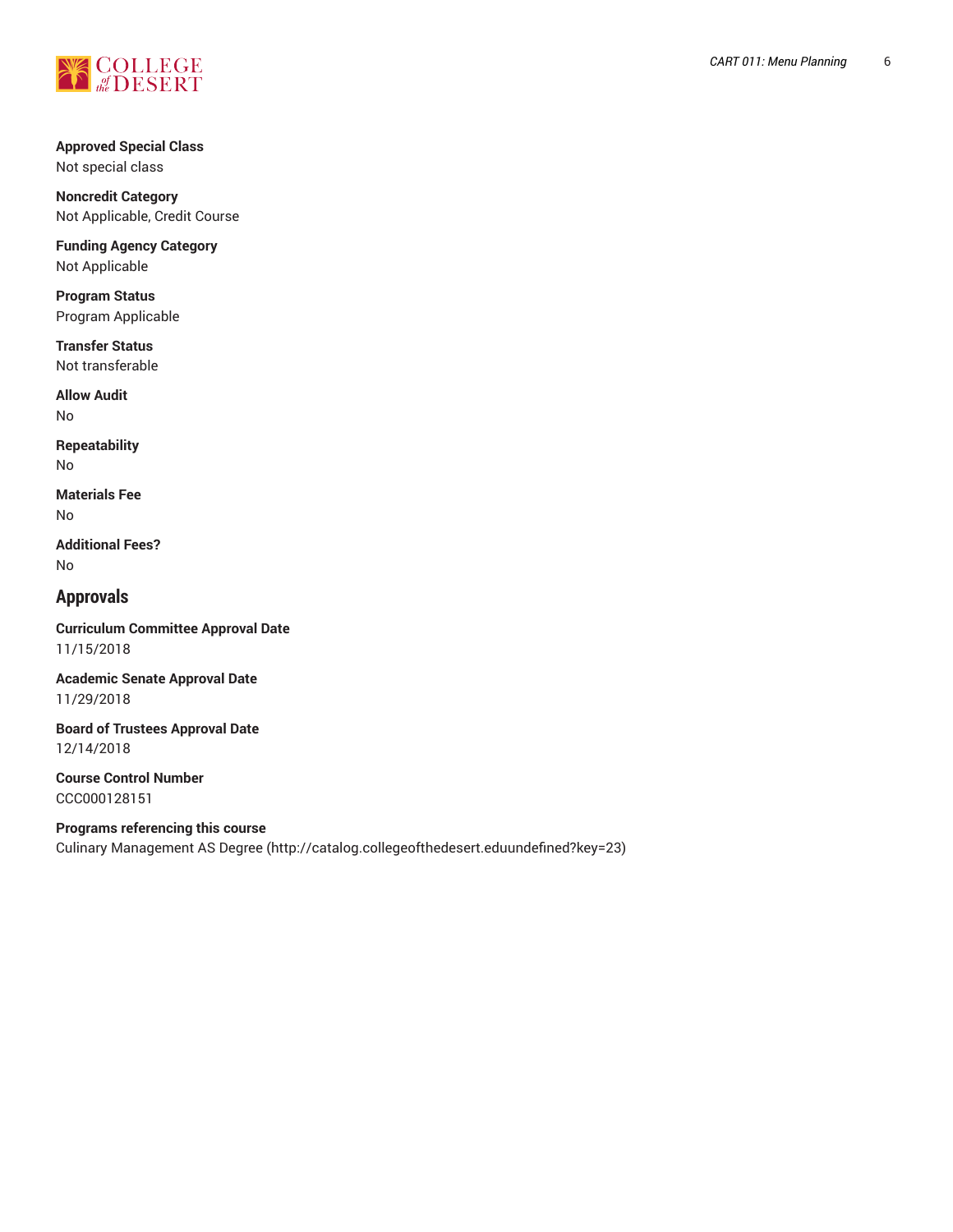**Approved Special Class**
Not special class

**Noncredit Category**
Not Applicable, Credit Course

**Funding Agency Category**
Not Applicable

**Program Status**
Program Applicable

**Transfer Status**
Not transferable

**Allow Audit**
No

**Repeatability**
No

**Materials Fee**
No

**Additional Fees?**
No

## Approvals

**Curriculum Committee Approval Date**
11/15/2018

**Academic Senate Approval Date**
11/29/2018

**Board of Trustees Approval Date**
12/14/2018

**Course Control Number**
CCC000128151

**Programs referencing this course**
Culinary Management AS Degree (http://catalog.collegeofthedesert.eduundefined?key=23)